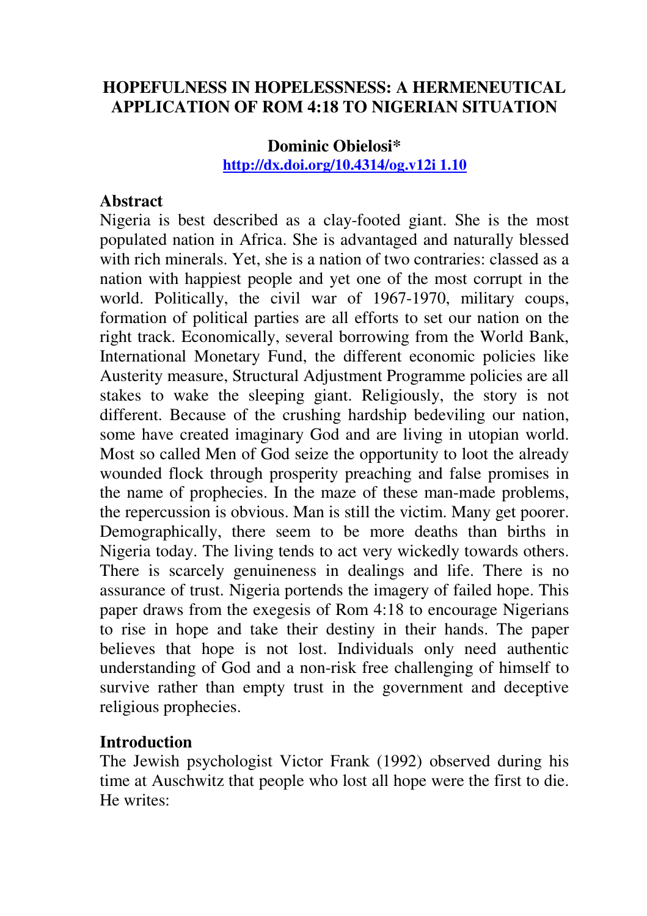# HOPEFULNESS IN HOPELESSNESS: A HERMENEUTICAL APPLICATION OF ROM 4:18 TO NIGERIAN SITUATION

**Dominic Obielosi***

**http://dx.doi.org/10.4314/og.v12i 1.10**

## Abstract

Nigeria is best described as a clay-footed giant. She is the most populated nation in Africa. She is advantaged and naturally blessed with rich minerals. Yet, she is a nation of two contraries: classed as a nation with happiest people and yet one of the most corrupt in the world. Politically, the civil war of 1967-1970, military coups, formation of political parties are all efforts to set our nation on the right track. Economically, several borrowing from the World Bank, International Monetary Fund, the different economic policies like Austerity measure, Structural Adjustment Programme policies are all stakes to wake the sleeping giant. Religiously, the story is not different. Because of the crushing hardship bedeviling our nation, some have created imaginary God and are living in utopian world. Most so called Men of God seize the opportunity to loot the already wounded flock through prosperity preaching and false promises in the name of prophecies. In the maze of these man-made problems, the repercussion is obvious. Man is still the victim. Many get poorer. Demographically, there seem to be more deaths than births in Nigeria today. The living tends to act very wickedly towards others. There is scarcely genuineness in dealings and life. There is no assurance of trust. Nigeria portends the imagery of failed hope. This paper draws from the exegesis of Rom 4:18 to encourage Nigerians to rise in hope and take their destiny in their hands. The paper believes that hope is not lost. Individuals only need authentic understanding of God and a non-risk free challenging of himself to survive rather than empty trust in the government and deceptive religious prophecies.

## Introduction

The Jewish psychologist Victor Frank (1992) observed during his time at Auschwitz that people who lost all hope were the first to die. He writes: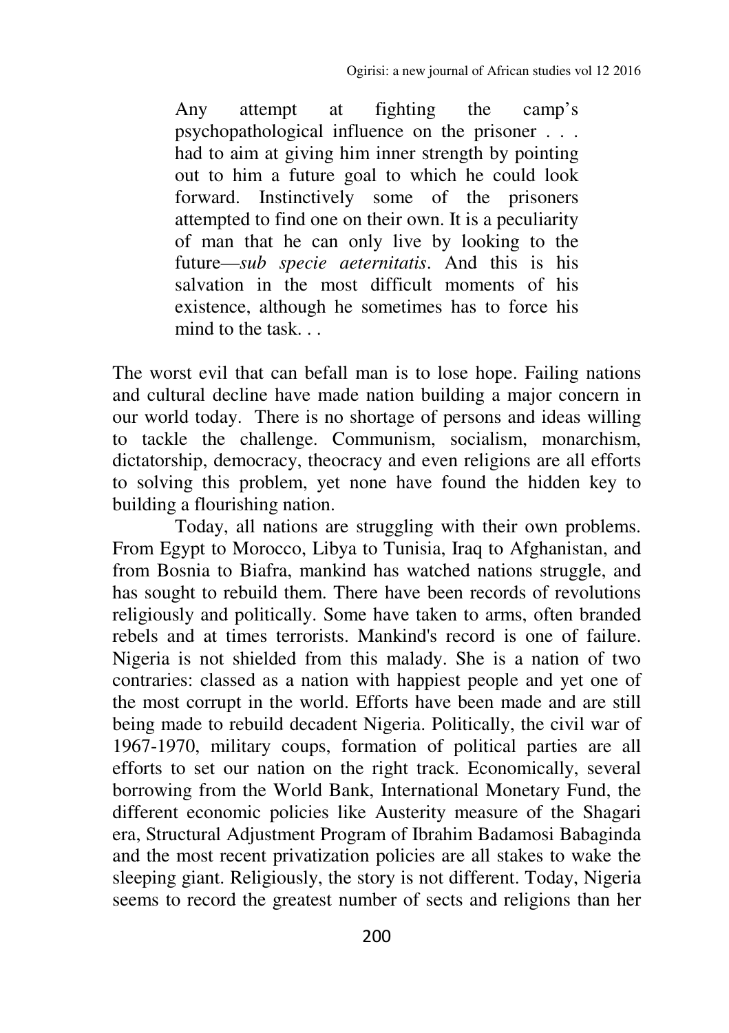> Any attempt at fighting the camp's psychopathological influence on the prisoner . . . had to aim at giving him inner strength by pointing out to him a future goal to which he could look forward. Instinctively some of the prisoners attempted to find one on their own. It is a peculiarity of man that he can only live by looking to the future—*sub specie aeternitatis*. And this is his salvation in the most difficult moments of his existence, although he sometimes has to force his mind to the task. . .

The worst evil that can befall man is to lose hope. Failing nations and cultural decline have made nation building a major concern in our world today. There is no shortage of persons and ideas willing to tackle the challenge. Communism, socialism, monarchism, dictatorship, democracy, theocracy and even religions are all efforts to solving this problem, yet none have found the hidden key to building a flourishing nation.

Today, all nations are struggling with their own problems. From Egypt to Morocco, Libya to Tunisia, Iraq to Afghanistan, and from Bosnia to Biafra, mankind has watched nations struggle, and has sought to rebuild them. There have been records of revolutions religiously and politically. Some have taken to arms, often branded rebels and at times terrorists. Mankind's record is one of failure. Nigeria is not shielded from this malady. She is a nation of two contraries: classed as a nation with happiest people and yet one of the most corrupt in the world. Efforts have been made and are still being made to rebuild decadent Nigeria. Politically, the civil war of 1967-1970, military coups, formation of political parties are all efforts to set our nation on the right track. Economically, several borrowing from the World Bank, International Monetary Fund, the different economic policies like Austerity measure of the Shagari era, Structural Adjustment Program of Ibrahim Badamosi Babaginda and the most recent privatization policies are all stakes to wake the sleeping giant. Religiously, the story is not different. Today, Nigeria seems to record the greatest number of sects and religions than her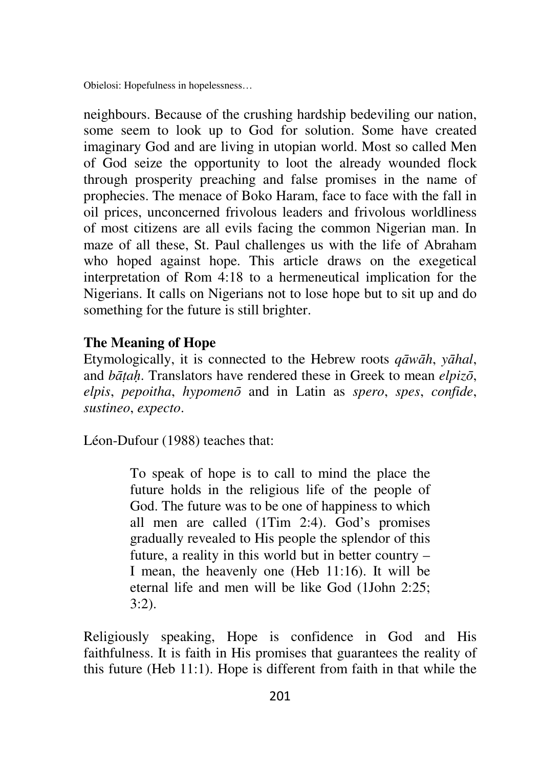neighbours. Because of the crushing hardship bedeviling our nation, some seem to look up to God for solution. Some have created imaginary God and are living in utopian world. Most so called Men of God seize the opportunity to loot the already wounded flock through prosperity preaching and false promises in the name of prophecies. The menace of Boko Haram, face to face with the fall in oil prices, unconcerned frivolous leaders and frivolous worldliness of most citizens are all evils facing the common Nigerian man. In maze of all these, St. Paul challenges us with the life of Abraham who hoped against hope. This article draws on the exegetical interpretation of Rom 4:18 to a hermeneutical implication for the Nigerians. It calls on Nigerians not to lose hope but to sit up and do something for the future is still brighter.

**The Meaning of Hope**

Etymologically, it is connected to the Hebrew roots *qāwāh*, *yāhal*, and *bāṭaḥ*. Translators have rendered these in Greek to mean *elpizō*, *elpis*, *pepoitha*, *hypomenō* and in Latin as *spero*, *spes*, *confide*, *sustineo*, *expecto*.

Léon-Dufour (1988) teaches that:

> To speak of hope is to call to mind the place the future holds in the religious life of the people of God. The future was to be one of happiness to which all men are called (1Tim 2:4). God's promises gradually revealed to His people the splendor of this future, a reality in this world but in better country – I mean, the heavenly one (Heb 11:16). It will be eternal life and men will be like God (1John 2:25; 3:2).

Religiously speaking, Hope is confidence in God and His faithfulness. It is faith in His promises that guarantees the reality of this future (Heb 11:1). Hope is different from faith in that while the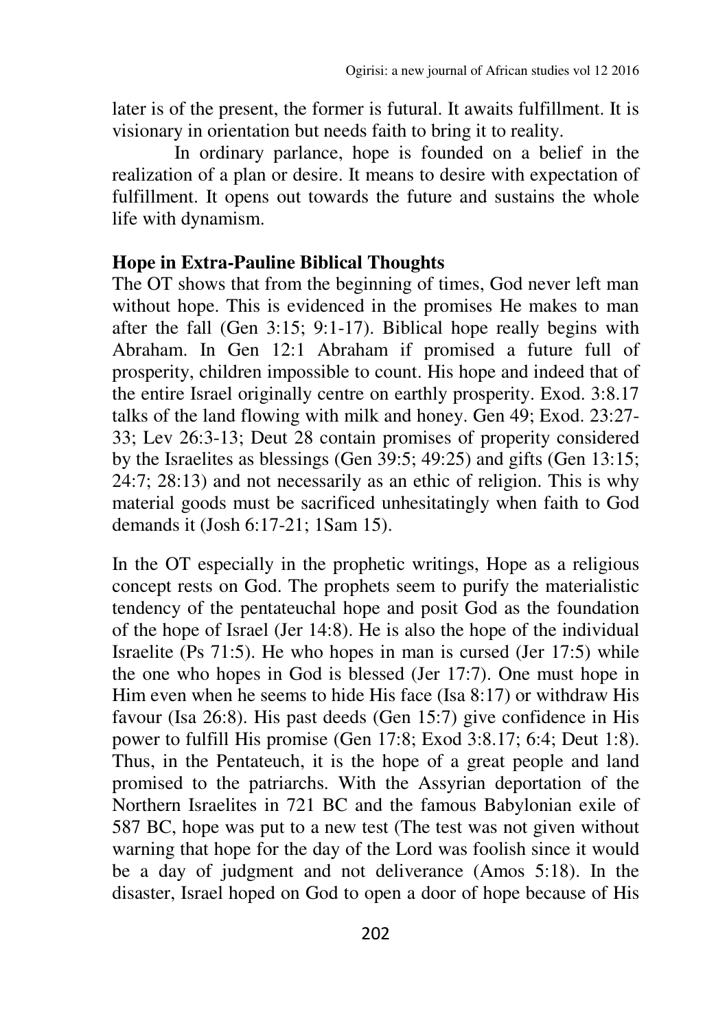later is of the present, the former is futural. It awaits fulfillment. It is visionary in orientation but needs faith to bring it to reality.

In ordinary parlance, hope is founded on a belief in the realization of a plan or desire. It means to desire with expectation of fulfillment. It opens out towards the future and sustains the whole life with dynamism.

## Hope in Extra-Pauline Biblical Thoughts

The OT shows that from the beginning of times, God never left man without hope. This is evidenced in the promises He makes to man after the fall (Gen 3:15; 9:1-17). Biblical hope really begins with Abraham. In Gen 12:1 Abraham if promised a future full of prosperity, children impossible to count. His hope and indeed that of the entire Israel originally centre on earthly prosperity. Exod. 3:8.17 talks of the land flowing with milk and honey. Gen 49; Exod. 23:27-33; Lev 26:3-13; Deut 28 contain promises of properity considered by the Israelites as blessings (Gen 39:5; 49:25) and gifts (Gen 13:15; 24:7; 28:13) and not necessarily as an ethic of religion. This is why material goods must be sacrificed unhesitatingly when faith to God demands it (Josh 6:17-21; 1Sam 15).

In the OT especially in the prophetic writings, Hope as a religious concept rests on God. The prophets seem to purify the materialistic tendency of the pentateuchal hope and posit God as the foundation of the hope of Israel (Jer 14:8). He is also the hope of the individual Israelite (Ps 71:5). He who hopes in man is cursed (Jer 17:5) while the one who hopes in God is blessed (Jer 17:7). One must hope in Him even when he seems to hide His face (Isa 8:17) or withdraw His favour (Isa 26:8). His past deeds (Gen 15:7) give confidence in His power to fulfill His promise (Gen 17:8; Exod 3:8.17; 6:4; Deut 1:8). Thus, in the Pentateuch, it is the hope of a great people and land promised to the patriarchs. With the Assyrian deportation of the Northern Israelites in 721 BC and the famous Babylonian exile of 587 BC, hope was put to a new test (The test was not given without warning that hope for the day of the Lord was foolish since it would be a day of judgment and not deliverance (Amos 5:18). In the disaster, Israel hoped on God to open a door of hope because of His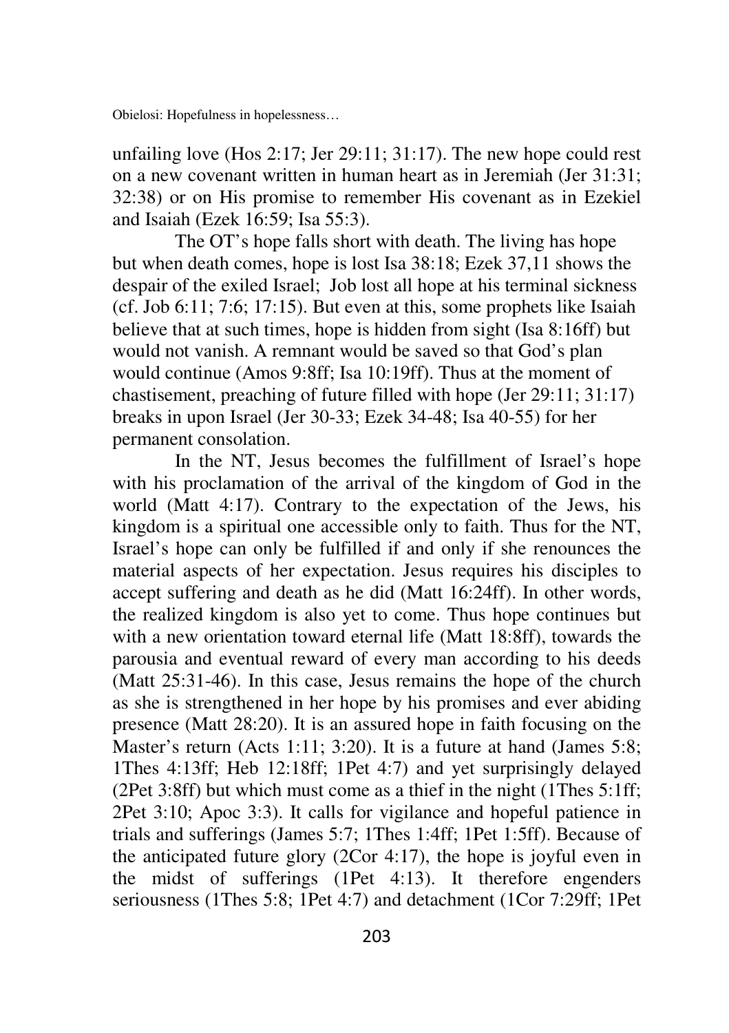unfailing love (Hos 2:17; Jer 29:11; 31:17). The new hope could rest on a new covenant written in human heart as in Jeremiah (Jer 31:31; 32:38) or on His promise to remember His covenant as in Ezekiel and Isaiah (Ezek 16:59; Isa 55:3).

The OT's hope falls short with death. The living has hope but when death comes, hope is lost Isa 38:18; Ezek 37,11 shows the despair of the exiled Israel; Job lost all hope at his terminal sickness (cf. Job 6:11; 7:6; 17:15). But even at this, some prophets like Isaiah believe that at such times, hope is hidden from sight (Isa 8:16ff) but would not vanish. A remnant would be saved so that God's plan would continue (Amos 9:8ff; Isa 10:19ff). Thus at the moment of chastisement, preaching of future filled with hope (Jer 29:11; 31:17) breaks in upon Israel (Jer 30-33; Ezek 34-48; Isa 40-55) for her permanent consolation.

In the NT, Jesus becomes the fulfillment of Israel's hope with his proclamation of the arrival of the kingdom of God in the world (Matt 4:17). Contrary to the expectation of the Jews, his kingdom is a spiritual one accessible only to faith. Thus for the NT, Israel's hope can only be fulfilled if and only if she renounces the material aspects of her expectation. Jesus requires his disciples to accept suffering and death as he did (Matt 16:24ff). In other words, the realized kingdom is also yet to come. Thus hope continues but with a new orientation toward eternal life (Matt 18:8ff), towards the parousia and eventual reward of every man according to his deeds (Matt 25:31-46). In this case, Jesus remains the hope of the church as she is strengthened in her hope by his promises and ever abiding presence (Matt 28:20). It is an assured hope in faith focusing on the Master's return (Acts 1:11; 3:20). It is a future at hand (James 5:8; 1Thes 4:13ff; Heb 12:18ff; 1Pet 4:7) and yet surprisingly delayed (2Pet 3:8ff) but which must come as a thief in the night (1Thes 5:1ff; 2Pet 3:10; Apoc 3:3). It calls for vigilance and hopeful patience in trials and sufferings (James 5:7; 1Thes 1:4ff; 1Pet 1:5ff). Because of the anticipated future glory (2Cor 4:17), the hope is joyful even in the midst of sufferings (1Pet 4:13). It therefore engenders seriousness (1Thes 5:8; 1Pet 4:7) and detachment (1Cor 7:29ff; 1Pet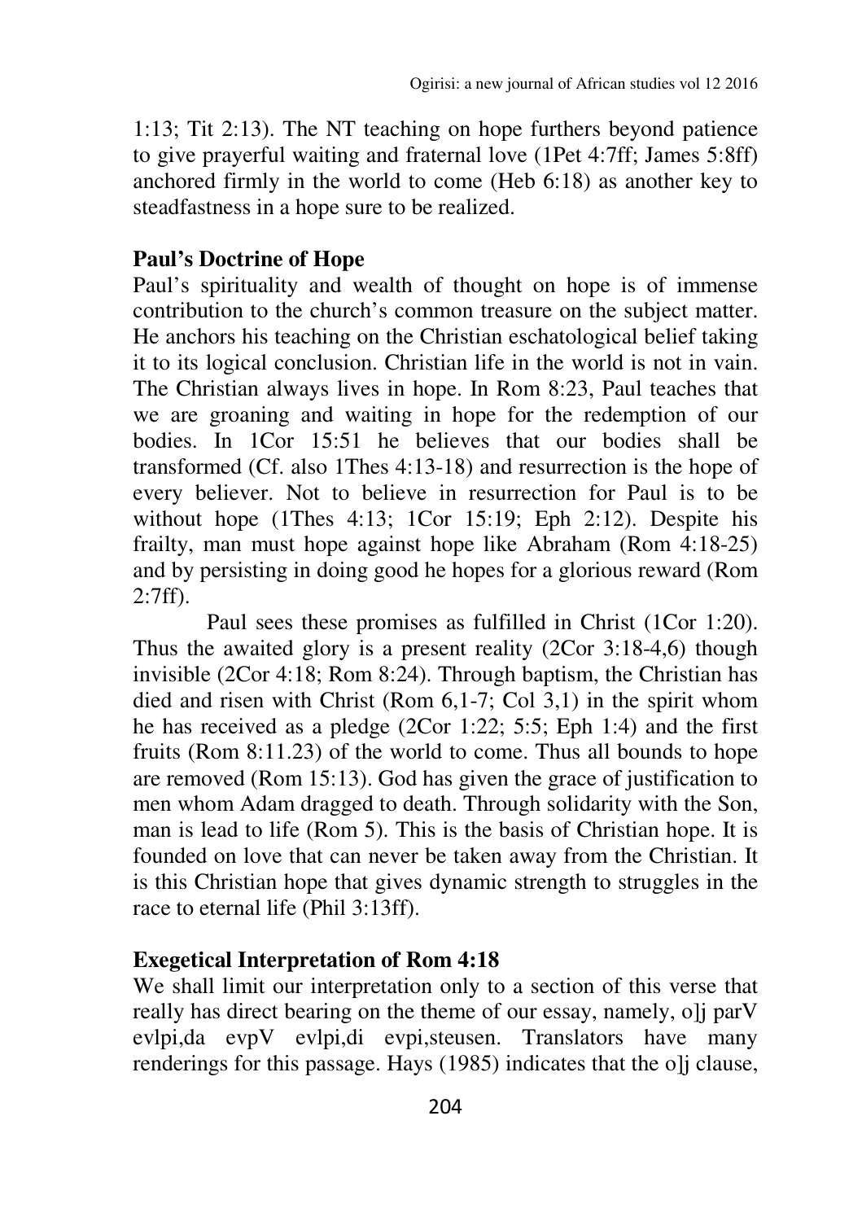1:13; Tit 2:13). The NT teaching on hope furthers beyond patience to give prayerful waiting and fraternal love (1Pet 4:7ff; James 5:8ff) anchored firmly in the world to come (Heb 6:18) as another key to steadfastness in a hope sure to be realized.

**Paul's Doctrine of Hope**

Paul's spirituality and wealth of thought on hope is of immense contribution to the church's common treasure on the subject matter. He anchors his teaching on the Christian eschatological belief taking it to its logical conclusion. Christian life in the world is not in vain. The Christian always lives in hope. In Rom 8:23, Paul teaches that we are groaning and waiting in hope for the redemption of our bodies. In 1Cor 15:51 he believes that our bodies shall be transformed (Cf. also 1Thes 4:13-18) and resurrection is the hope of every believer. Not to believe in resurrection for Paul is to be without hope (1Thes 4:13; 1Cor 15:19; Eph 2:12). Despite his frailty, man must hope against hope like Abraham (Rom 4:18-25) and by persisting in doing good he hopes for a glorious reward (Rom 2:7ff).

Paul sees these promises as fulfilled in Christ (1Cor 1:20). Thus the awaited glory is a present reality (2Cor 3:18-4,6) though invisible (2Cor 4:18; Rom 8:24). Through baptism, the Christian has died and risen with Christ (Rom 6,1-7; Col 3,1) in the spirit whom he has received as a pledge (2Cor 1:22; 5:5; Eph 1:4) and the first fruits (Rom 8:11.23) of the world to come. Thus all bounds to hope are removed (Rom 15:13). God has given the grace of justification to men whom Adam dragged to death. Through solidarity with the Son, man is lead to life (Rom 5). This is the basis of Christian hope. It is founded on love that can never be taken away from the Christian. It is this Christian hope that gives dynamic strength to struggles in the race to eternal life (Phil 3:13ff).

**Exegetical Interpretation of Rom 4:18**

We shall limit our interpretation only to a section of this verse that really has direct bearing on the theme of our essay, namely, o]j parV evlpi,da evpV evlpi,di evpi,steusen. Translators have many renderings for this passage. Hays (1985) indicates that the o]j clause,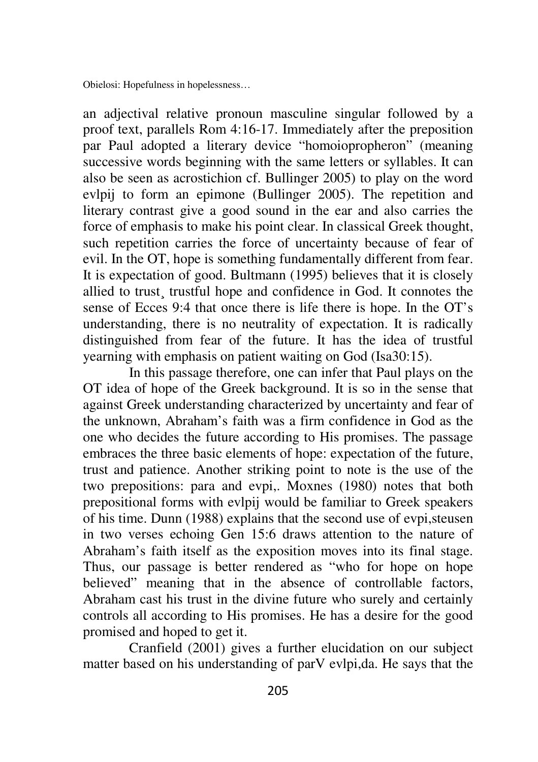an adjectival relative pronoun masculine singular followed by a proof text, parallels Rom 4:16-17. Immediately after the preposition par Paul adopted a literary device "homoiopropheron" (meaning successive words beginning with the same letters or syllables. It can also be seen as acrostichion cf. Bullinger 2005) to play on the word evlpij to form an epimone (Bullinger 2005). The repetition and literary contrast give a good sound in the ear and also carries the force of emphasis to make his point clear. In classical Greek thought, such repetition carries the force of uncertainty because of fear of evil. In the OT, hope is something fundamentally different from fear. It is expectation of good. Bultmann (1995) believes that it is closely allied to trust¸ trustful hope and confidence in God. It connotes the sense of Ecces 9:4 that once there is life there is hope. In the OT's understanding, there is no neutrality of expectation. It is radically distinguished from fear of the future. It has the idea of trustful yearning with emphasis on patient waiting on God (Isa30:15).

In this passage therefore, one can infer that Paul plays on the OT idea of hope of the Greek background. It is so in the sense that against Greek understanding characterized by uncertainty and fear of the unknown, Abraham's faith was a firm confidence in God as the one who decides the future according to His promises. The passage embraces the three basic elements of hope: expectation of the future, trust and patience. Another striking point to note is the use of the two prepositions: para and evpi,. Moxnes (1980) notes that both prepositional forms with evlpij would be familiar to Greek speakers of his time. Dunn (1988) explains that the second use of evpi,steusen in two verses echoing Gen 15:6 draws attention to the nature of Abraham's faith itself as the exposition moves into its final stage. Thus, our passage is better rendered as "who for hope on hope believed" meaning that in the absence of controllable factors, Abraham cast his trust in the divine future who surely and certainly controls all according to His promises. He has a desire for the good promised and hoped to get it.

Cranfield (2001) gives a further elucidation on our subject matter based on his understanding of parV evlpi,da. He says that the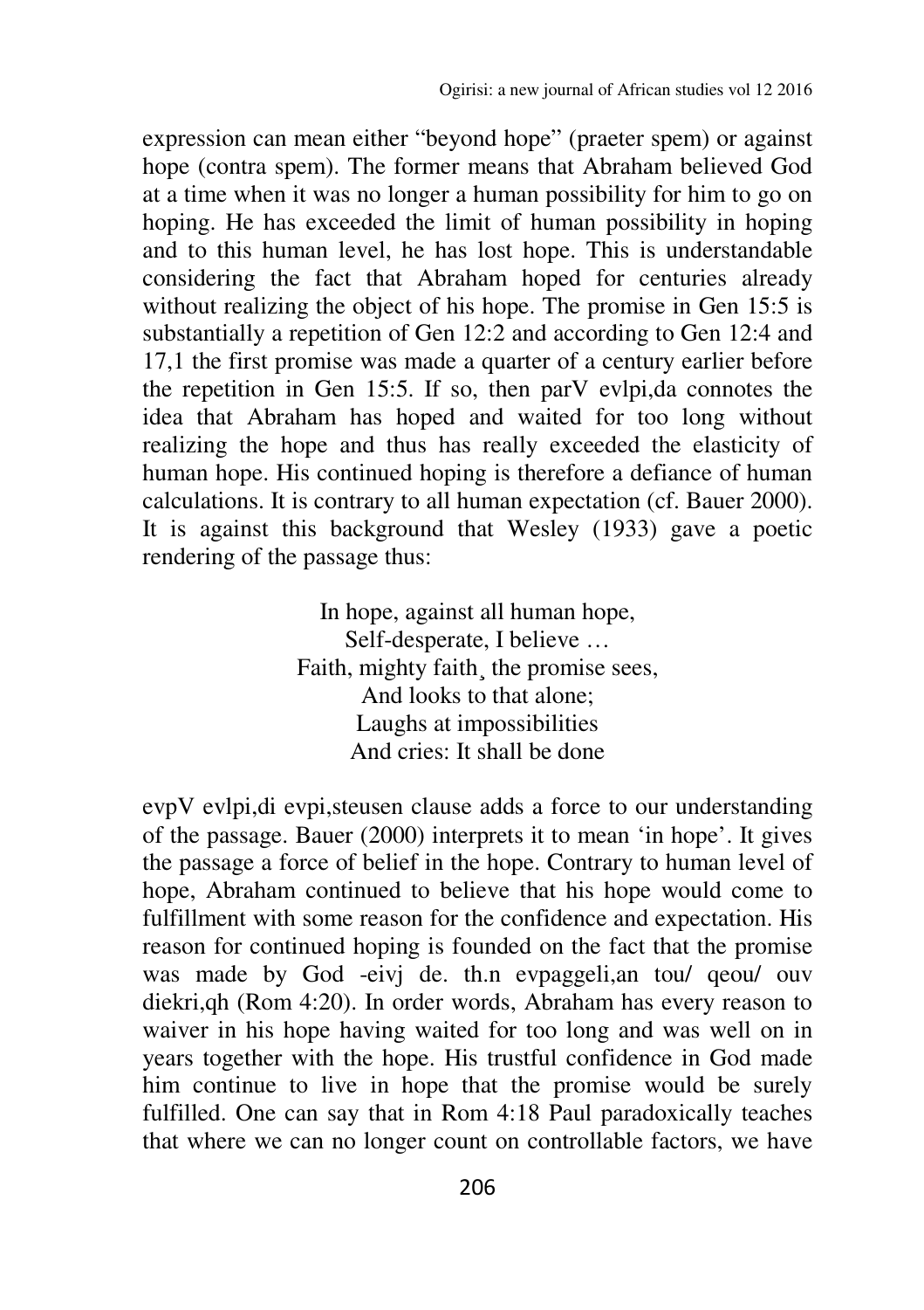expression can mean either "beyond hope" (praeter spem) or against hope (contra spem). The former means that Abraham believed God at a time when it was no longer a human possibility for him to go on hoping. He has exceeded the limit of human possibility in hoping and to this human level, he has lost hope. This is understandable considering the fact that Abraham hoped for centuries already without realizing the object of his hope. The promise in Gen 15:5 is substantially a repetition of Gen 12:2 and according to Gen 12:4 and 17,1 the first promise was made a quarter of a century earlier before the repetition in Gen 15:5. If so, then parV evlpi,da connotes the idea that Abraham has hoped and waited for too long without realizing the hope and thus has really exceeded the elasticity of human hope. His continued hoping is therefore a defiance of human calculations. It is contrary to all human expectation (cf. Bauer 2000). It is against this background that Wesley (1933) gave a poetic rendering of the passage thus:

In hope, against all human hope,
Self-desperate, I believe …
Faith, mighty faith¸ the promise sees,
And looks to that alone;
Laughs at impossibilities
And cries: It shall be done

evpV evlpi,di evpi,steusen clause adds a force to our understanding of the passage. Bauer (2000) interprets it to mean 'in hope'. It gives the passage a force of belief in the hope. Contrary to human level of hope, Abraham continued to believe that his hope would come to fulfillment with some reason for the confidence and expectation. His reason for continued hoping is founded on the fact that the promise was made by God -eivj de. th.n evpaggeli,an tou/ qeou/ ouv diekri,qh (Rom 4:20). In order words, Abraham has every reason to waiver in his hope having waited for too long and was well on in years together with the hope. His trustful confidence in God made him continue to live in hope that the promise would be surely fulfilled. One can say that in Rom 4:18 Paul paradoxically teaches that where we can no longer count on controllable factors, we have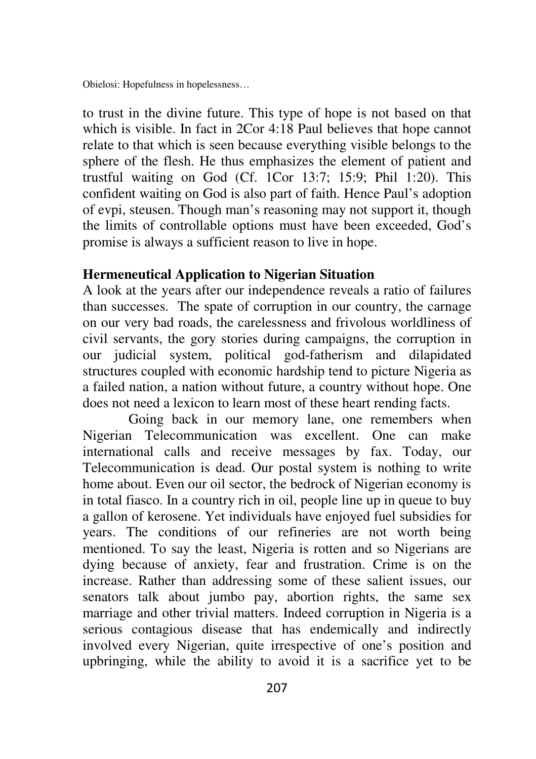to trust in the divine future. This type of hope is not based on that which is visible. In fact in 2Cor 4:18 Paul believes that hope cannot relate to that which is seen because everything visible belongs to the sphere of the flesh. He thus emphasizes the element of patient and trustful waiting on God (Cf. 1Cor 13:7; 15:9; Phil 1:20). This confident waiting on God is also part of faith. Hence Paul's adoption of evpi, steusen. Though man's reasoning may not support it, though the limits of controllable options must have been exceeded, God's promise is always a sufficient reason to live in hope.

## Hermeneutical Application to Nigerian Situation

A look at the years after our independence reveals a ratio of failures than successes. The spate of corruption in our country, the carnage on our very bad roads, the carelessness and frivolous worldliness of civil servants, the gory stories during campaigns, the corruption in our judicial system, political god-fatherism and dilapidated structures coupled with economic hardship tend to picture Nigeria as a failed nation, a nation without future, a country without hope. One does not need a lexicon to learn most of these heart rending facts.

Going back in our memory lane, one remembers when Nigerian Telecommunication was excellent. One can make international calls and receive messages by fax. Today, our Telecommunication is dead. Our postal system is nothing to write home about. Even our oil sector, the bedrock of Nigerian economy is in total fiasco. In a country rich in oil, people line up in queue to buy a gallon of kerosene. Yet individuals have enjoyed fuel subsidies for years. The conditions of our refineries are not worth being mentioned. To say the least, Nigeria is rotten and so Nigerians are dying because of anxiety, fear and frustration. Crime is on the increase. Rather than addressing some of these salient issues, our senators talk about jumbo pay, abortion rights, the same sex marriage and other trivial matters. Indeed corruption in Nigeria is a serious contagious disease that has endemically and indirectly involved every Nigerian, quite irrespective of one's position and upbringing, while the ability to avoid it is a sacrifice yet to be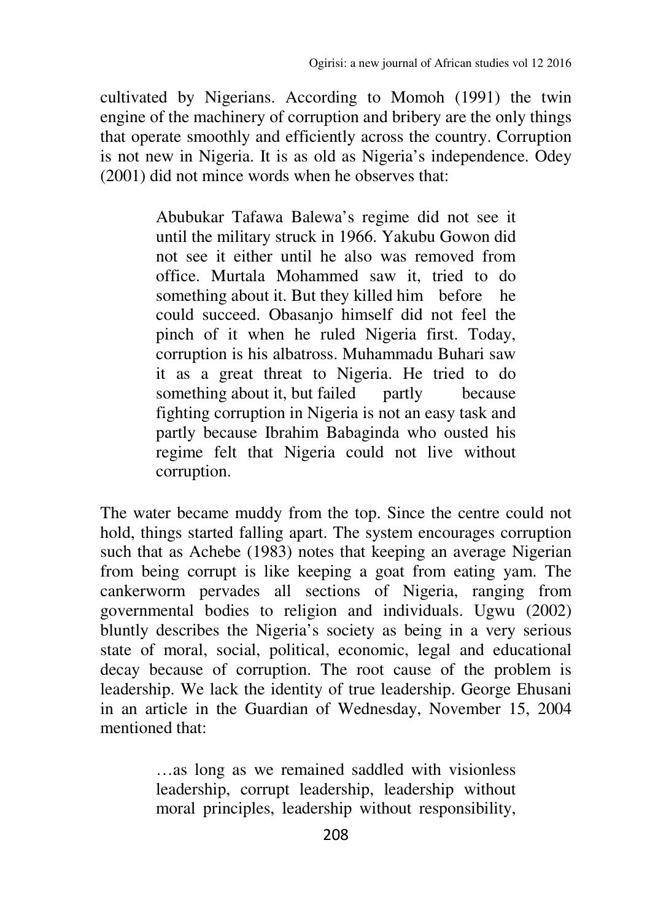cultivated by Nigerians. According to Momoh (1991) the twin engine of the machinery of corruption and bribery are the only things that operate smoothly and efficiently across the country. Corruption is not new in Nigeria. It is as old as Nigeria's independence. Odey (2001) did not mince words when he observes that:

> Abubukar Tafawa Balewa's regime did not see it until the military struck in 1966. Yakubu Gowon did not see it either until he also was removed from office. Murtala Mohammed saw it, tried to do something about it. But they killed him before he could succeed. Obasanjo himself did not feel the pinch of it when he ruled Nigeria first. Today, corruption is his albatross. Muhammadu Buhari saw it as a great threat to Nigeria. He tried to do something about it, but failed partly because fighting corruption in Nigeria is not an easy task and partly because Ibrahim Babaginda who ousted his regime felt that Nigeria could not live without corruption.

The water became muddy from the top. Since the centre could not hold, things started falling apart. The system encourages corruption such that as Achebe (1983) notes that keeping an average Nigerian from being corrupt is like keeping a goat from eating yam. The cankerworm pervades all sections of Nigeria, ranging from governmental bodies to religion and individuals. Ugwu (2002) bluntly describes the Nigeria's society as being in a very serious state of moral, social, political, economic, legal and educational decay because of corruption. The root cause of the problem is leadership. We lack the identity of true leadership. George Ehusani in an article in the Guardian of Wednesday, November 15, 2004 mentioned that:

> …as long as we remained saddled with visionless leadership, corrupt leadership, leadership without moral principles, leadership without responsibility,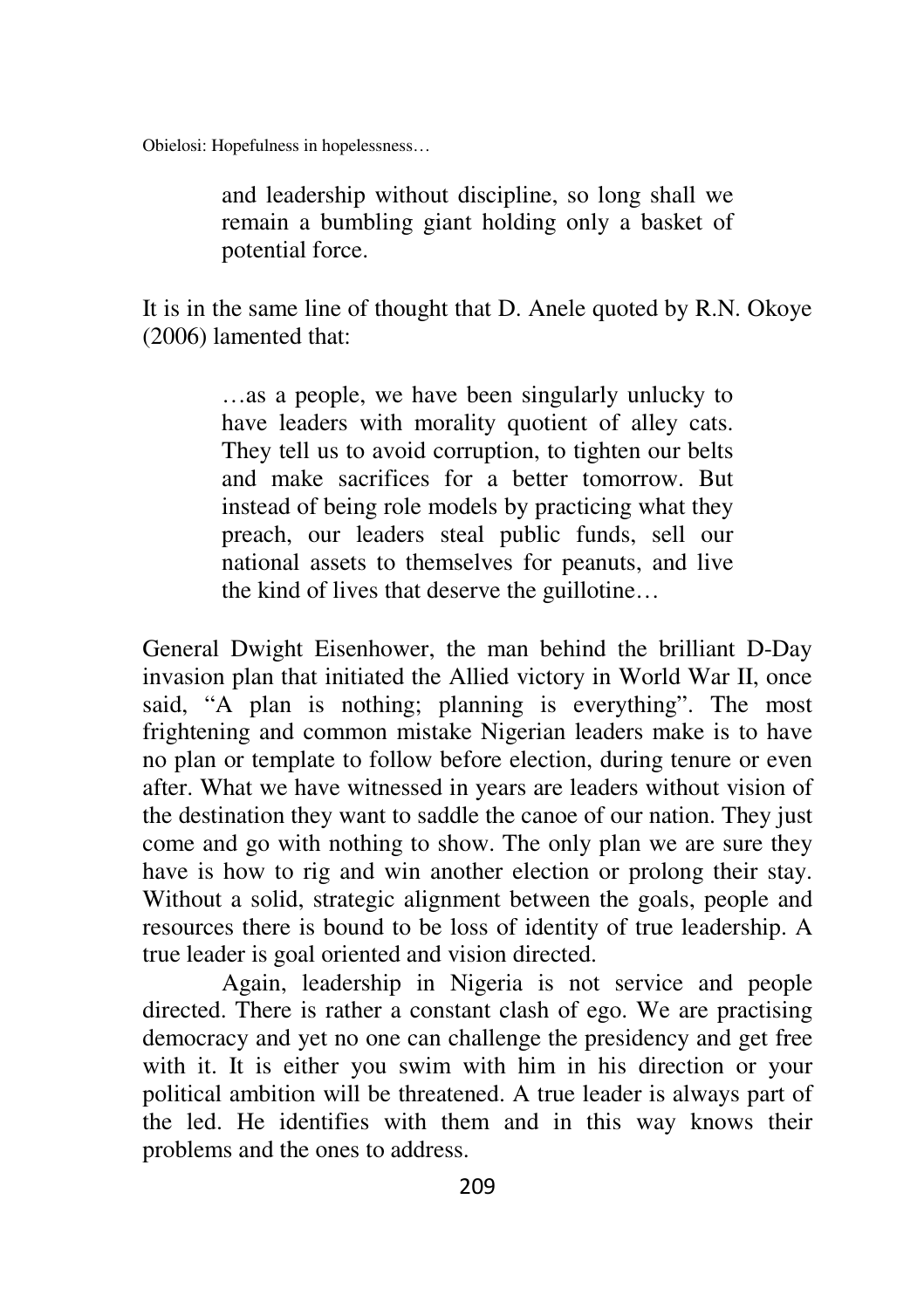> and leadership without discipline, so long shall we remain a bumbling giant holding only a basket of potential force.

It is in the same line of thought that D. Anele quoted by R.N. Okoye (2006) lamented that:

> …as a people, we have been singularly unlucky to have leaders with morality quotient of alley cats. They tell us to avoid corruption, to tighten our belts and make sacrifices for a better tomorrow. But instead of being role models by practicing what they preach, our leaders steal public funds, sell our national assets to themselves for peanuts, and live the kind of lives that deserve the guillotine…

General Dwight Eisenhower, the man behind the brilliant D-Day invasion plan that initiated the Allied victory in World War II, once said, "A plan is nothing; planning is everything". The most frightening and common mistake Nigerian leaders make is to have no plan or template to follow before election, during tenure or even after. What we have witnessed in years are leaders without vision of the destination they want to saddle the canoe of our nation. They just come and go with nothing to show. The only plan we are sure they have is how to rig and win another election or prolong their stay. Without a solid, strategic alignment between the goals, people and resources there is bound to be loss of identity of true leadership. A true leader is goal oriented and vision directed.

Again, leadership in Nigeria is not service and people directed. There is rather a constant clash of ego. We are practising democracy and yet no one can challenge the presidency and get free with it. It is either you swim with him in his direction or your political ambition will be threatened. A true leader is always part of the led. He identifies with them and in this way knows their problems and the ones to address.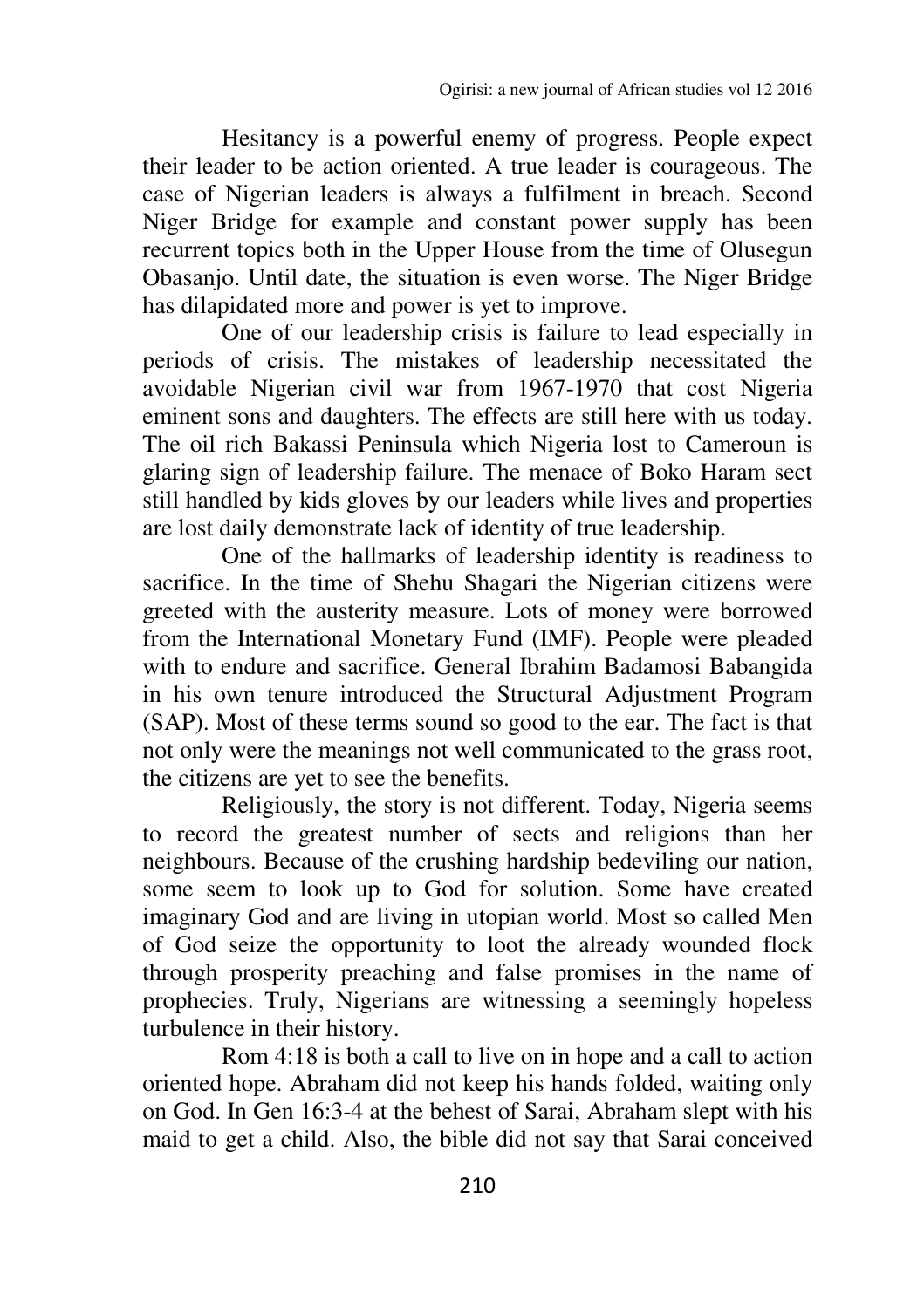Hesitancy is a powerful enemy of progress. People expect their leader to be action oriented. A true leader is courageous. The case of Nigerian leaders is always a fulfilment in breach. Second Niger Bridge for example and constant power supply has been recurrent topics both in the Upper House from the time of Olusegun Obasanjo. Until date, the situation is even worse. The Niger Bridge has dilapidated more and power is yet to improve.

One of our leadership crisis is failure to lead especially in periods of crisis. The mistakes of leadership necessitated the avoidable Nigerian civil war from 1967-1970 that cost Nigeria eminent sons and daughters. The effects are still here with us today. The oil rich Bakassi Peninsula which Nigeria lost to Cameroun is glaring sign of leadership failure. The menace of Boko Haram sect still handled by kids gloves by our leaders while lives and properties are lost daily demonstrate lack of identity of true leadership.

One of the hallmarks of leadership identity is readiness to sacrifice. In the time of Shehu Shagari the Nigerian citizens were greeted with the austerity measure. Lots of money were borrowed from the International Monetary Fund (IMF). People were pleaded with to endure and sacrifice. General Ibrahim Badamosi Babangida in his own tenure introduced the Structural Adjustment Program (SAP). Most of these terms sound so good to the ear. The fact is that not only were the meanings not well communicated to the grass root, the citizens are yet to see the benefits.

Religiously, the story is not different. Today, Nigeria seems to record the greatest number of sects and religions than her neighbours. Because of the crushing hardship bedeviling our nation, some seem to look up to God for solution. Some have created imaginary God and are living in utopian world. Most so called Men of God seize the opportunity to loot the already wounded flock through prosperity preaching and false promises in the name of prophecies. Truly, Nigerians are witnessing a seemingly hopeless turbulence in their history.

Rom 4:18 is both a call to live on in hope and a call to action oriented hope. Abraham did not keep his hands folded, waiting only on God. In Gen 16:3-4 at the behest of Sarai, Abraham slept with his maid to get a child. Also, the bible did not say that Sarai conceived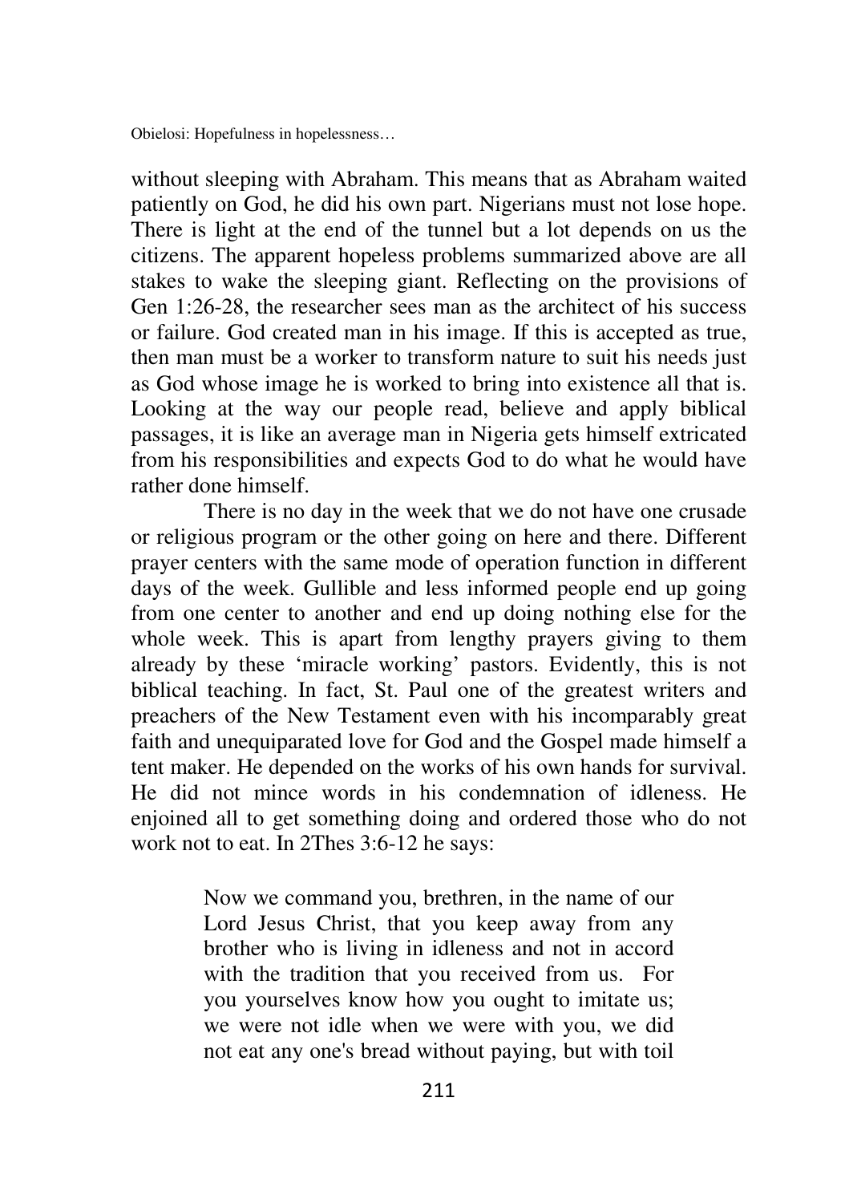without sleeping with Abraham. This means that as Abraham waited patiently on God, he did his own part. Nigerians must not lose hope. There is light at the end of the tunnel but a lot depends on us the citizens. The apparent hopeless problems summarized above are all stakes to wake the sleeping giant. Reflecting on the provisions of Gen 1:26-28, the researcher sees man as the architect of his success or failure. God created man in his image. If this is accepted as true, then man must be a worker to transform nature to suit his needs just as God whose image he is worked to bring into existence all that is. Looking at the way our people read, believe and apply biblical passages, it is like an average man in Nigeria gets himself extricated from his responsibilities and expects God to do what he would have rather done himself.

There is no day in the week that we do not have one crusade or religious program or the other going on here and there. Different prayer centers with the same mode of operation function in different days of the week. Gullible and less informed people end up going from one center to another and end up doing nothing else for the whole week. This is apart from lengthy prayers giving to them already by these 'miracle working' pastors. Evidently, this is not biblical teaching. In fact, St. Paul one of the greatest writers and preachers of the New Testament even with his incomparably great faith and unequiparated love for God and the Gospel made himself a tent maker. He depended on the works of his own hands for survival. He did not mince words in his condemnation of idleness. He enjoined all to get something doing and ordered those who do not work not to eat. In 2Thes 3:6-12 he says:

> Now we command you, brethren, in the name of our Lord Jesus Christ, that you keep away from any brother who is living in idleness and not in accord with the tradition that you received from us. For you yourselves know how you ought to imitate us; we were not idle when we were with you, we did not eat any one's bread without paying, but with toil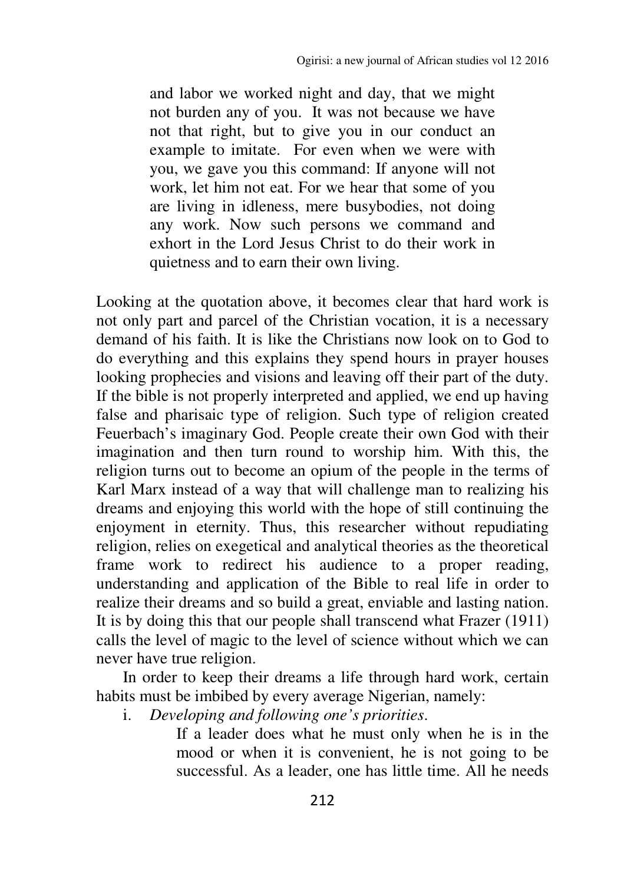> and labor we worked night and day, that we might not burden any of you. It was not because we have not that right, but to give you in our conduct an example to imitate. For even when we were with you, we gave you this command: If anyone will not work, let him not eat. For we hear that some of you are living in idleness, mere busybodies, not doing any work. Now such persons we command and exhort in the Lord Jesus Christ to do their work in quietness and to earn their own living.

Looking at the quotation above, it becomes clear that hard work is not only part and parcel of the Christian vocation, it is a necessary demand of his faith. It is like the Christians now look on to God to do everything and this explains they spend hours in prayer houses looking prophecies and visions and leaving off their part of the duty. If the bible is not properly interpreted and applied, we end up having false and pharisaic type of religion. Such type of religion created Feuerbach's imaginary God. People create their own God with their imagination and then turn round to worship him. With this, the religion turns out to become an opium of the people in the terms of Karl Marx instead of a way that will challenge man to realizing his dreams and enjoying this world with the hope of still continuing the enjoyment in eternity. Thus, this researcher without repudiating religion, relies on exegetical and analytical theories as the theoretical frame work to redirect his audience to a proper reading, understanding and application of the Bible to real life in order to realize their dreams and so build a great, enviable and lasting nation. It is by doing this that our people shall transcend what Frazer (1911) calls the level of magic to the level of science without which we can never have true religion.

In order to keep their dreams a life through hard work, certain habits must be imbibed by every average Nigerian, namely:

i. *Developing and following one's priorities.*

   If a leader does what he must only when he is in the mood or when it is convenient, he is not going to be successful. As a leader, one has little time. All he needs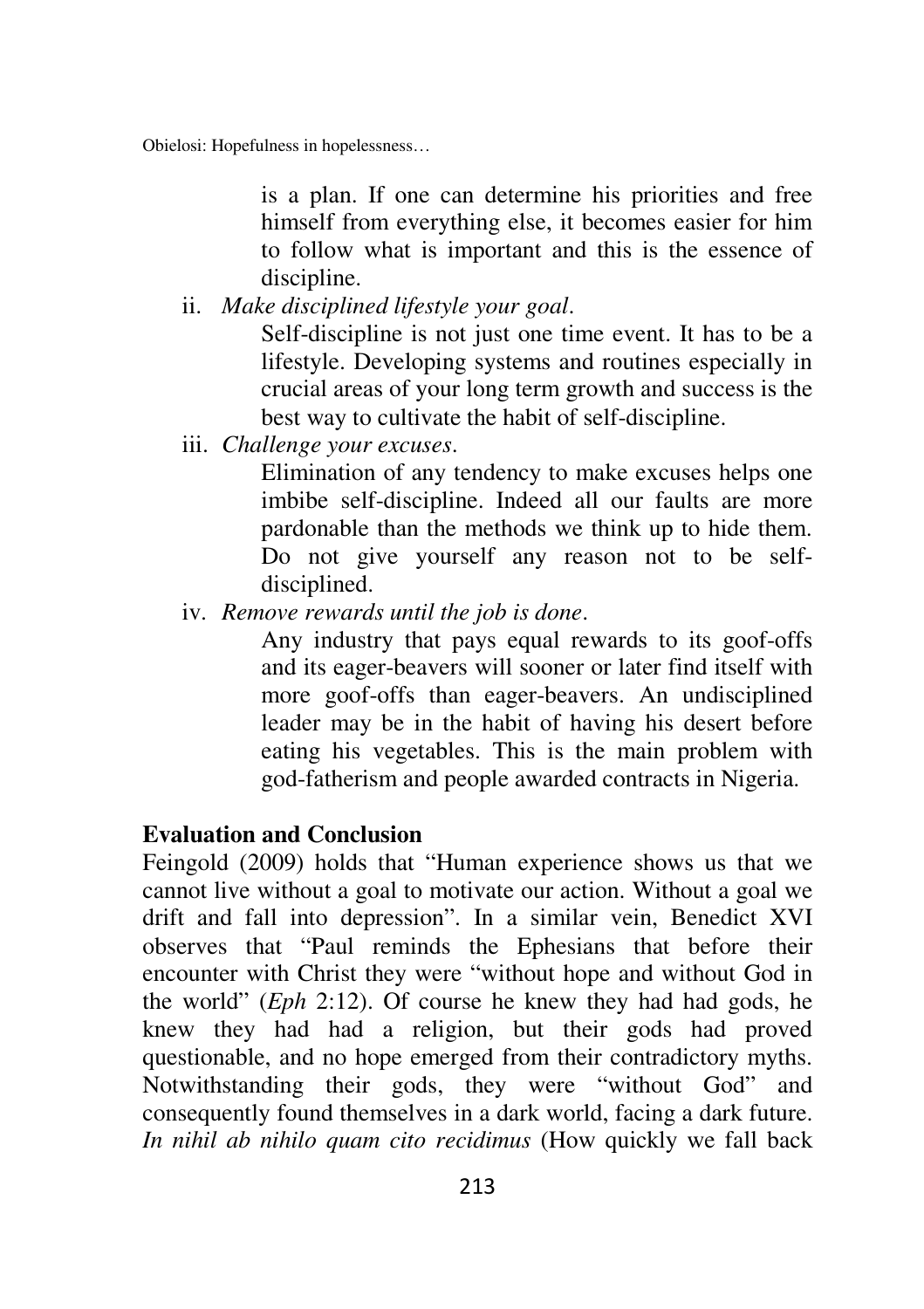is a plan. If one can determine his priorities and free himself from everything else, it becomes easier for him to follow what is important and this is the essence of discipline.

ii. *Make disciplined lifestyle your goal*.

Self-discipline is not just one time event. It has to be a lifestyle. Developing systems and routines especially in crucial areas of your long term growth and success is the best way to cultivate the habit of self-discipline.

iii. *Challenge your excuses*.

Elimination of any tendency to make excuses helps one imbibe self-discipline. Indeed all our faults are more pardonable than the methods we think up to hide them. Do not give yourself any reason not to be self-disciplined.

iv. *Remove rewards until the job is done*.

Any industry that pays equal rewards to its goof-offs and its eager-beavers will sooner or later find itself with more goof-offs than eager-beavers. An undisciplined leader may be in the habit of having his desert before eating his vegetables. This is the main problem with god-fatherism and people awarded contracts in Nigeria.

**Evaluation and Conclusion**

Feingold (2009) holds that "Human experience shows us that we cannot live without a goal to motivate our action. Without a goal we drift and fall into depression". In a similar vein, Benedict XVI observes that "Paul reminds the Ephesians that before their encounter with Christ they were "without hope and without God in the world" (*Eph* 2:12). Of course he knew they had had gods, he knew they had had a religion, but their gods had proved questionable, and no hope emerged from their contradictory myths. Notwithstanding their gods, they were "without God" and consequently found themselves in a dark world, facing a dark future. *In nihil ab nihilo quam cito recidimus* (How quickly we fall back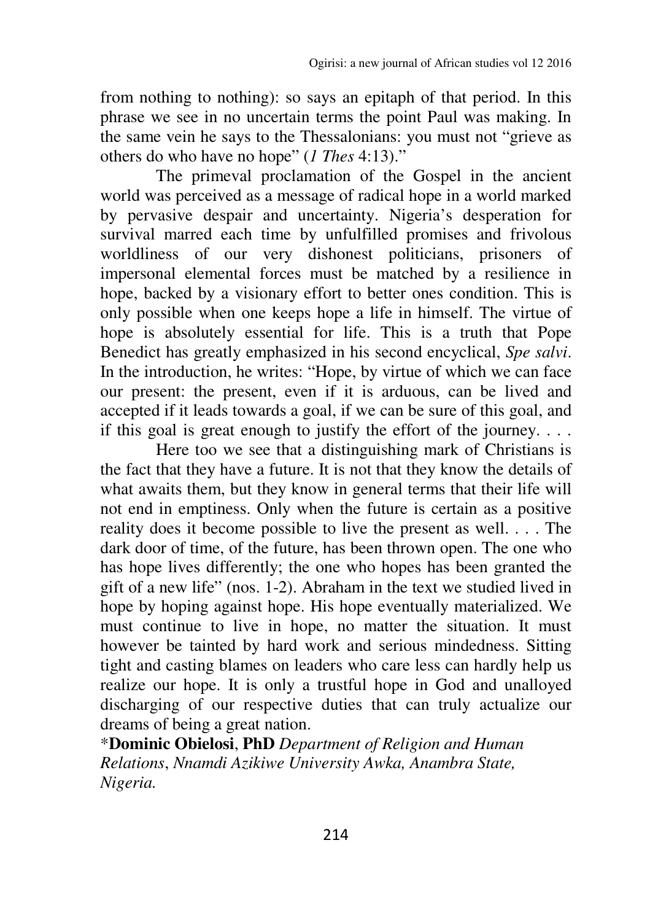from nothing to nothing): so says an epitaph of that period. In this phrase we see in no uncertain terms the point Paul was making. In the same vein he says to the Thessalonians: you must not "grieve as others do who have no hope" (*1 Thes* 4:13)."

The primeval proclamation of the Gospel in the ancient world was perceived as a message of radical hope in a world marked by pervasive despair and uncertainty. Nigeria's desperation for survival marred each time by unfulfilled promises and frivolous worldliness of our very dishonest politicians, prisoners of impersonal elemental forces must be matched by a resilience in hope, backed by a visionary effort to better ones condition. This is only possible when one keeps hope a life in himself. The virtue of hope is absolutely essential for life. This is a truth that Pope Benedict has greatly emphasized in his second encyclical, *Spe salvi*. In the introduction, he writes: "Hope, by virtue of which we can face our present: the present, even if it is arduous, can be lived and accepted if it leads towards a goal, if we can be sure of this goal, and if this goal is great enough to justify the effort of the journey. . . .

Here too we see that a distinguishing mark of Christians is the fact that they have a future. It is not that they know the details of what awaits them, but they know in general terms that their life will not end in emptiness. Only when the future is certain as a positive reality does it become possible to live the present as well. . . . The dark door of time, of the future, has been thrown open. The one who has hope lives differently; the one who hopes has been granted the gift of a new life" (nos. 1-2). Abraham in the text we studied lived in hope by hoping against hope. His hope eventually materialized. We must continue to live in hope, no matter the situation. It must however be tainted by hard work and serious mindedness. Sitting tight and casting blames on leaders who care less can hardly help us realize our hope. It is only a trustful hope in God and unalloyed discharging of our respective duties that can truly actualize our dreams of being a great nation.

\***Dominic Obielosi**, **PhD** *Department of Religion and Human Relations*, *Nnamdi Azikiwe University Awka, Anambra State, Nigeria.*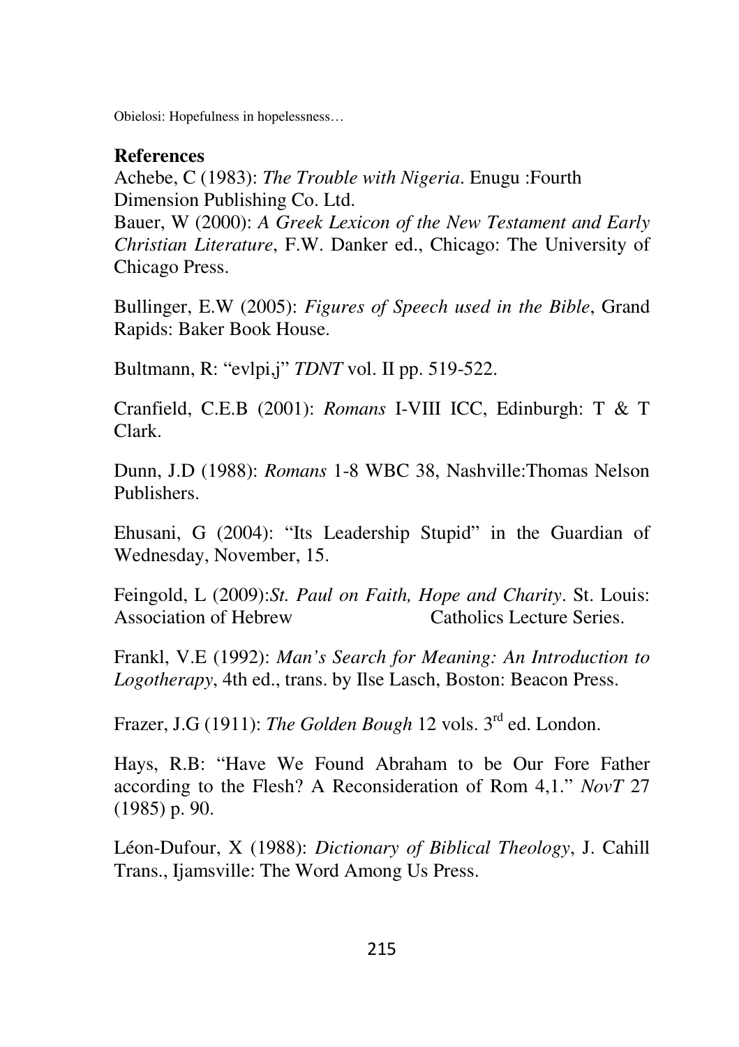**References**

Achebe, C (1983): *The Trouble with Nigeria*. Enugu :Fourth Dimension Publishing Co. Ltd.

Bauer, W (2000): *A Greek Lexicon of the New Testament and Early Christian Literature*, F.W. Danker ed., Chicago: The University of Chicago Press.

Bullinger, E.W (2005): *Figures of Speech used in the Bible*, Grand Rapids: Baker Book House.

Bultmann, R: "evlpi,j" *TDNT* vol. II pp. 519-522.

Cranfield, C.E.B (2001): *Romans* I-VIII ICC, Edinburgh: T & T Clark.

Dunn, J.D (1988): *Romans* 1-8 WBC 38, Nashville:Thomas Nelson Publishers.

Ehusani, G (2004): "Its Leadership Stupid" in the Guardian of Wednesday, November, 15.

Feingold, L (2009):*St. Paul on Faith, Hope and Charity*. St. Louis: Association of Hebrew Catholics Lecture Series.

Frankl, V.E (1992): *Man's Search for Meaning: An Introduction to Logotherapy*, 4th ed., trans. by Ilse Lasch, Boston: Beacon Press.

Frazer, J.G (1911): *The Golden Bough* 12 vols. 3rd ed. London.

Hays, R.B: "Have We Found Abraham to be Our Fore Father according to the Flesh? A Reconsideration of Rom 4,1." *NovT* 27 (1985) p. 90.

Léon-Dufour, X (1988): *Dictionary of Biblical Theology*, J. Cahill Trans., Ijamsville: The Word Among Us Press.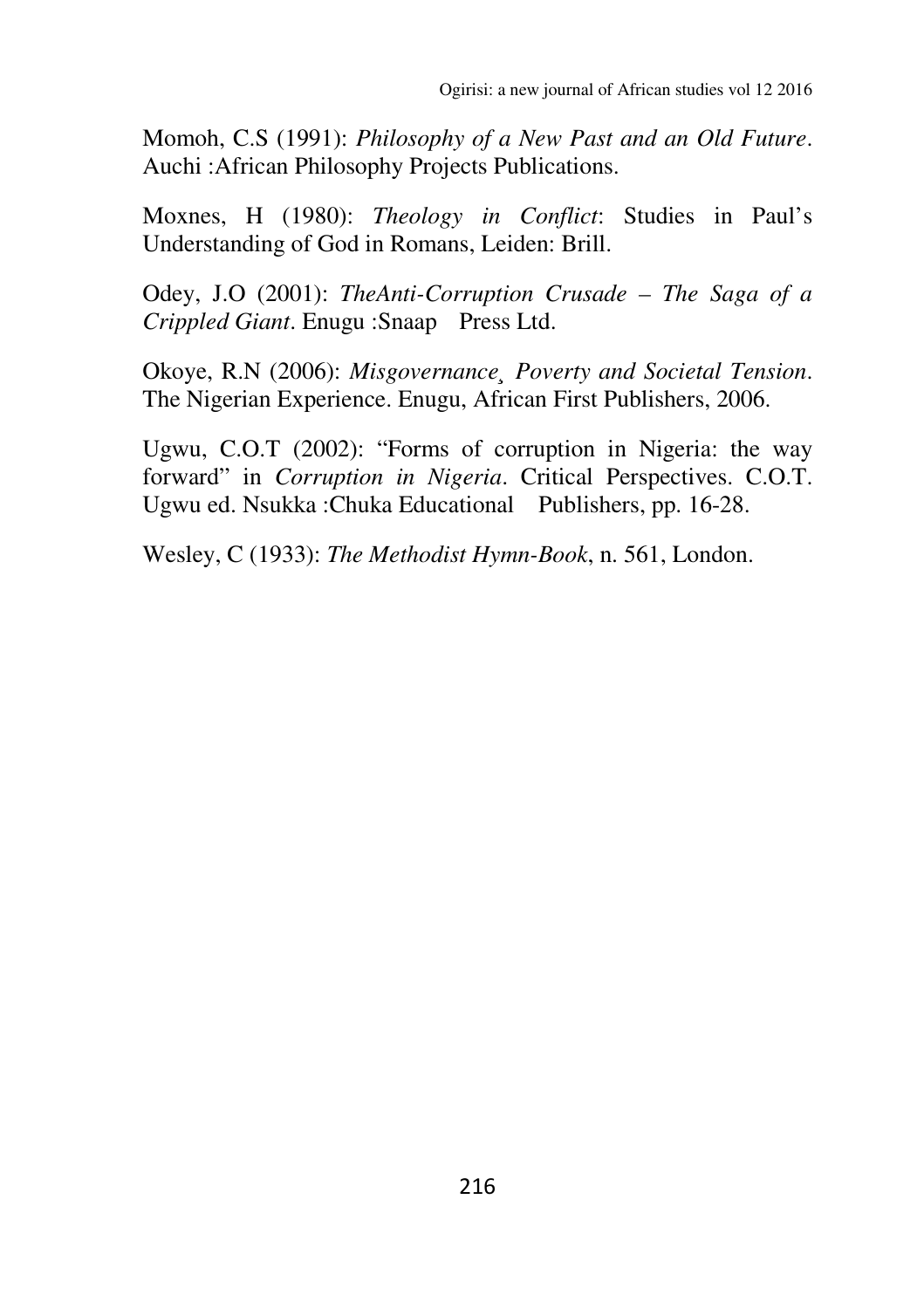Momoh, C.S (1991): *Philosophy of a New Past and an Old Future*. Auchi :African Philosophy Projects Publications.

Moxnes, H (1980): *Theology in Conflict*: Studies in Paul's Understanding of God in Romans, Leiden: Brill.

Odey, J.O (2001): *TheAnti-Corruption Crusade – The Saga of a Crippled Giant*. Enugu :Snaap Press Ltd.

Okoye, R.N (2006): *Misgovernance¸ Poverty and Societal Tension*. The Nigerian Experience. Enugu, African First Publishers, 2006.

Ugwu, C.O.T (2002): "Forms of corruption in Nigeria: the way forward" in *Corruption in Nigeria*. Critical Perspectives. C.O.T. Ugwu ed. Nsukka :Chuka Educational Publishers, pp. 16-28.

Wesley, C (1933): *The Methodist Hymn-Book*, n. 561, London.